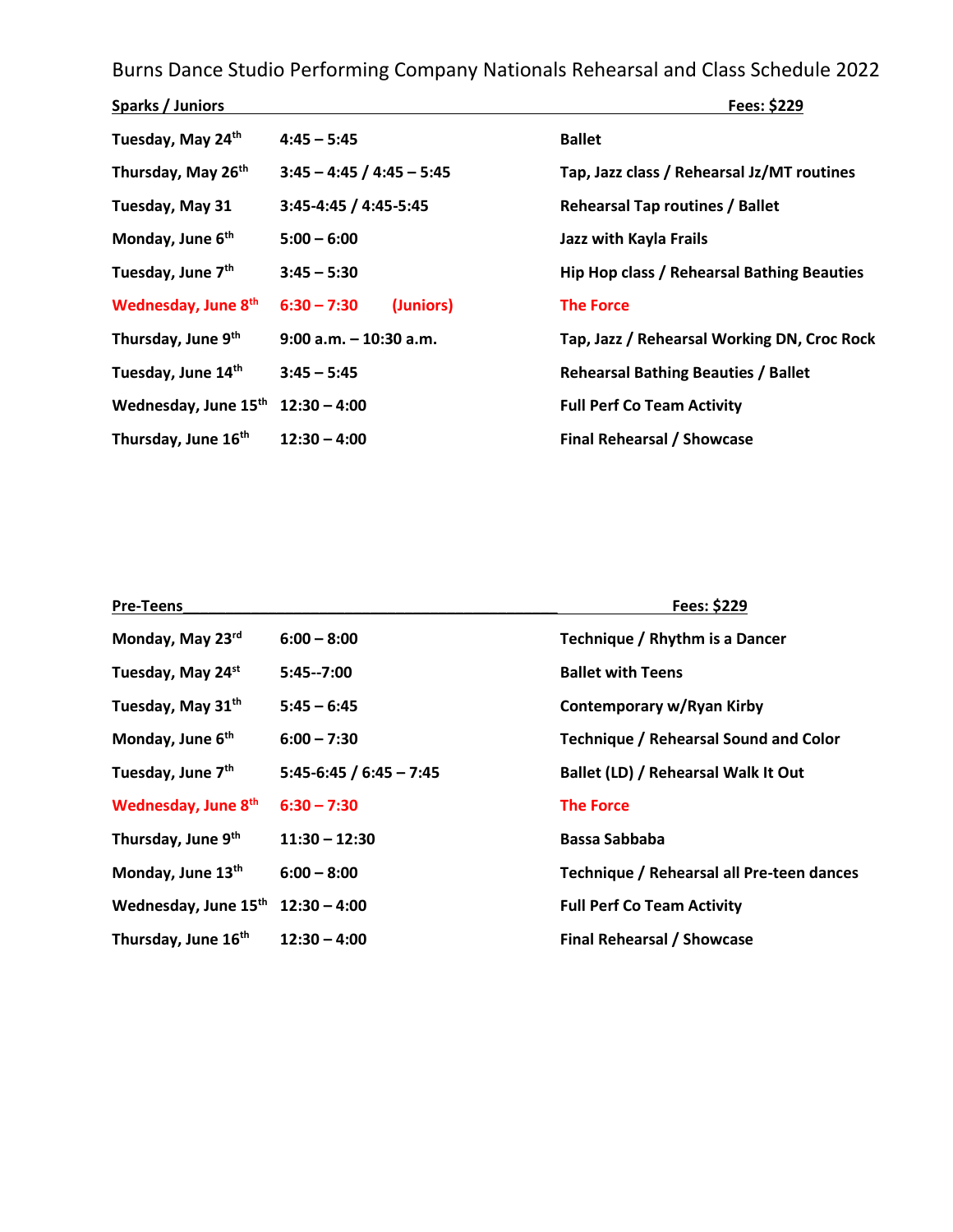# Burns Dance Studio Performing Company Nationals Rehearsal and Class Schedule 2022

## Sparks / Juniors — Fees: $229

| Date | Time | Activity |
|---|---|---|
| **Tuesday, May 24th** | **4:45 – 5:45** | **Ballet** |
| **Thursday, May 26th** | **3:45 – 4:45 / 4:45 – 5:45** | **Tap, Jazz class / Rehearsal Jz/MT routines** |
| **Tuesday, May 31** | **3:45-4:45 / 4:45-5:45** | **Rehearsal Tap routines / Ballet** |
| **Monday, June 6th** | **5:00 – 6:00** | **Jazz with Kayla Frails** |
| **Tuesday, June 7th** | **3:45 – 5:30** | **Hip Hop class / Rehearsal Bathing Beauties** |
| **Wednesday, June 8th** | **6:30 – 7:30 (Juniors)** | **The Force** |
| **Thursday, June 9th** | **9:00 a.m. – 10:30 a.m.** | **Tap, Jazz / Rehearsal Working DN, Croc Rock** |
| **Tuesday, June 14th** | **3:45 – 5:45** | **Rehearsal Bathing Beauties / Ballet** |
| **Wednesday, June 15th** | **12:30 – 4:00** | **Full Perf Co Team Activity** |
| **Thursday, June 16th** | **12:30 – 4:00** | **Final Rehearsal / Showcase** |

## Pre-Teens — Fees: $229

| Date | Time | Activity |
|---|---|---|
| **Monday, May 23rd** | **6:00 – 8:00** | **Technique / Rhythm is a Dancer** |
| **Tuesday, May 24st** | **5:45--7:00** | **Ballet with Teens** |
| **Tuesday, May 31th** | **5:45 – 6:45** | **Contemporary w/Ryan Kirby** |
| **Monday, June 6th** | **6:00 – 7:30** | **Technique / Rehearsal Sound and Color** |
| **Tuesday, June 7th** | **5:45-6:45 / 6:45 – 7:45** | **Ballet (LD) / Rehearsal Walk It Out** |
| **Wednesday, June 8th** | **6:30 – 7:30** | **The Force** |
| **Thursday, June 9th** | **11:30 – 12:30** | **Bassa Sabbaba** |
| **Monday, June 13th** | **6:00 – 8:00** | **Technique / Rehearsal all Pre-teen dances** |
| **Wednesday, June 15th** | **12:30 – 4:00** | **Full Perf Co Team Activity** |
| **Thursday, June 16th** | **12:30 – 4:00** | **Final Rehearsal / Showcase** |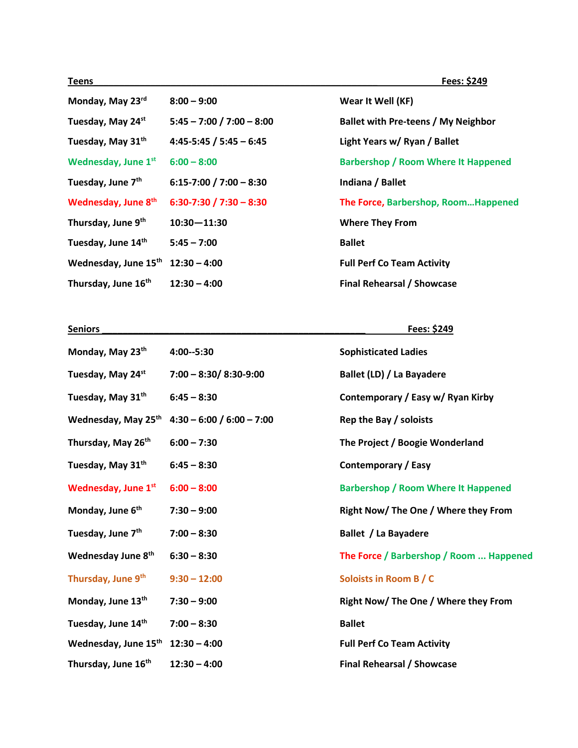**Teens** **Fees: $249**

| | | |
|---|---|---|
| **Monday, May 23rd** | **8:00 – 9:00** | **Wear It Well (KF)** |
| **Tuesday, May 24st** | **5:45 – 7:00 / 7:00 – 8:00** | **Ballet with Pre-teens / My Neighbor** |
| **Tuesday, May 31th** | **4:45-5:45 / 5:45 – 6:45** | **Light Years w/ Ryan / Ballet** |
| **Wednesday, June 1st** | **6:00 – 8:00** | **Barbershop / Room Where It Happened** |
| **Tuesday, June 7th** | **6:15-7:00 / 7:00 – 8:30** | **Indiana / Ballet** |
| **Wednesday, June 8th** | **6:30-7:30 / 7:30 – 8:30** | **The Force, Barbershop, Room…Happened** |
| **Thursday, June 9th** | **10:30—11:30** | **Where They From** |
| **Tuesday, June 14th** | **5:45 – 7:00** | **Ballet** |
| **Wednesday, June 15th** | **12:30 – 4:00** | **Full Perf Co Team Activity** |
| **Thursday, June 16th** | **12:30 – 4:00** | **Final Rehearsal / Showcase** |

**Seniors** **Fees: $249**

| | | |
|---|---|---|
| **Monday, May 23th** | **4:00--5:30** | **Sophisticated Ladies** |
| **Tuesday, May 24st** | **7:00 – 8:30/ 8:30-9:00** | **Ballet (LD) / La Bayadere** |
| **Tuesday, May 31th** | **6:45 – 8:30** | **Contemporary / Easy w/ Ryan Kirby** |
| **Wednesday, May 25th** | **4:30 – 6:00 / 6:00 – 7:00** | **Rep the Bay / soloists** |
| **Thursday, May 26th** | **6:00 – 7:30** | **The Project / Boogie Wonderland** |
| **Tuesday, May 31th** | **6:45 – 8:30** | **Contemporary / Easy** |
| **Wednesday, June 1st** | **6:00 – 8:00** | **Barbershop / Room Where It Happened** |
| **Monday, June 6th** | **7:30 – 9:00** | **Right Now/ The One / Where they From** |
| **Tuesday, June 7th** | **7:00 – 8:30** | **Ballet / La Bayadere** |
| **Wednesday June 8th** | **6:30 – 8:30** | **The Force / Barbershop / Room ... Happened** |
| **Thursday, June 9th** | **9:30 – 12:00** | **Soloists in Room B / C** |
| **Monday, June 13th** | **7:30 – 9:00** | **Right Now/ The One / Where they From** |
| **Tuesday, June 14th** | **7:00 – 8:30** | **Ballet** |
| **Wednesday, June 15th** | **12:30 – 4:00** | **Full Perf Co Team Activity** |
| **Thursday, June 16th** | **12:30 – 4:00** | **Final Rehearsal / Showcase** |